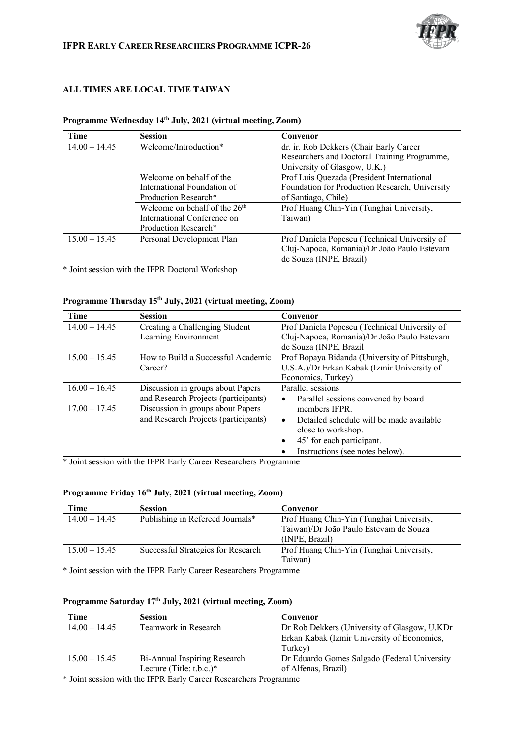**ALL TIMES ARE LOCAL TIME TAIWAN**

**Programme Wednesday 14th July, 2021 (virtual meeting, Zoom)**

| Time | Session | Convenor |
|---|---|---|
| 14.00 – 14.45 | Welcome/Introduction* | dr. ir. Rob Dekkers (Chair Early Career Researchers and Doctoral Training Programme, University of Glasgow, U.K.) |
| | Welcome on behalf of the International Foundation of Production Research* | Prof Luis Quezada (President International Foundation for Production Research, University of Santiago, Chile) |
| | Welcome on behalf of the 26th International Conference on Production Research* | Prof Huang Chin-Yin (Tunghai University, Taiwan) |
| 15.00 – 15.45 | Personal Development Plan | Prof Daniela Popescu (Technical University of Cluj-Napoca, Romania)/Dr João Paulo Estevam de Souza (INPE, Brazil) |

* Joint session with the IFPR Doctoral Workshop

**Programme Thursday 15th July, 2021 (virtual meeting, Zoom)**

| Time | Session | Convenor |
|---|---|---|
| 14.00 – 14.45 | Creating a Challenging Student Learning Environment | Prof Daniela Popescu (Technical University of Cluj-Napoca, Romania)/Dr João Paulo Estevam de Souza (INPE, Brazil |
| 15.00 – 15.45 | How to Build a Successful Academic Career? | Prof Bopaya Bidanda (University of Pittsburgh, U.S.A.)/Dr Erkan Kabak (Izmir University of Economics, Turkey) |
| 16.00 – 16.45 | Discussion in groups about Papers and Research Projects (participants) | Parallel sessions<br>• Parallel sessions convened by board members IFPR.<br>• Detailed schedule will be made available close to workshop.<br>• 45' for each participant.<br>• Instructions (see notes below). |
| 17.00 – 17.45 | Discussion in groups about Papers and Research Projects (participants) | |

* Joint session with the IFPR Early Career Researchers Programme

**Programme Friday 16th July, 2021 (virtual meeting, Zoom)**

| Time | Session | Convenor |
|---|---|---|
| 14.00 – 14.45 | Publishing in Refereed Journals* | Prof Huang Chin-Yin (Tunghai University, Taiwan)/Dr João Paulo Estevam de Souza (INPE, Brazil) |
| 15.00 – 15.45 | Successful Strategies for Research | Prof Huang Chin-Yin (Tunghai University, Taiwan) |

* Joint session with the IFPR Early Career Researchers Programme

**Programme Saturday 17th July, 2021 (virtual meeting, Zoom)**

| Time | Session | Convenor |
|---|---|---|
| 14.00 – 14.45 | Teamwork in Research | Dr Rob Dekkers (University of Glasgow, U.KDr Erkan Kabak (Izmir University of Economics, Turkey) |
| 15.00 – 15.45 | Bi-Annual Inspiring Research Lecture (Title: t.b.c.)* | Dr Eduardo Gomes Salgado (Federal University of Alfenas, Brazil) |

* Joint session with the IFPR Early Career Researchers Programme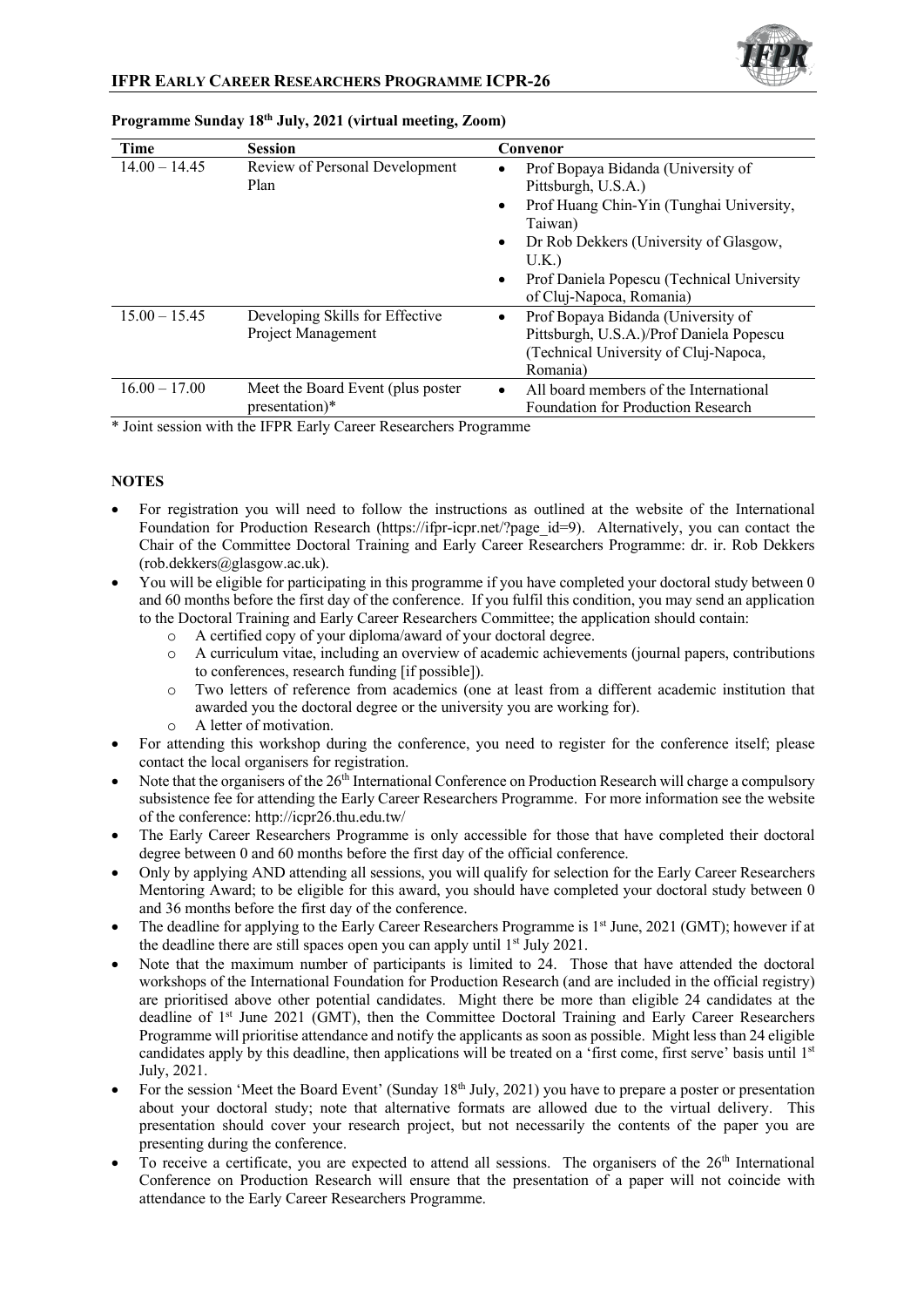**Programme Sunday 18th July, 2021 (virtual meeting, Zoom)**

| Time | Session | Convenor |
|---|---|---|
| 14.00 – 14.45 | Review of Personal Development Plan | • Prof Bopaya Bidanda (University of Pittsburgh, U.S.A.)<br>• Prof Huang Chin-Yin (Tunghai University, Taiwan)<br>• Dr Rob Dekkers (University of Glasgow, U.K.)<br>• Prof Daniela Popescu (Technical University of Cluj-Napoca, Romania) |
| 15.00 – 15.45 | Developing Skills for Effective Project Management | • Prof Bopaya Bidanda (University of Pittsburgh, U.S.A.)/Prof Daniela Popescu (Technical University of Cluj-Napoca, Romania) |
| 16.00 – 17.00 | Meet the Board Event (plus poster presentation)* | • All board members of the International Foundation for Production Research |

* Joint session with the IFPR Early Career Researchers Programme

**NOTES**

- For registration you will need to follow the instructions as outlined at the website of the International Foundation for Production Research (https://ifpr-icpr.net/?page_id=9). Alternatively, you can contact the Chair of the Committee Doctoral Training and Early Career Researchers Programme: dr. ir. Rob Dekkers (rob.dekkers@glasgow.ac.uk).
- You will be eligible for participating in this programme if you have completed your doctoral study between 0 and 60 months before the first day of the conference. If you fulfil this condition, you may send an application to the Doctoral Training and Early Career Researchers Committee; the application should contain:
  - A certified copy of your diploma/award of your doctoral degree.
  - A curriculum vitae, including an overview of academic achievements (journal papers, contributions to conferences, research funding [if possible]).
  - Two letters of reference from academics (one at least from a different academic institution that awarded you the doctoral degree or the university you are working for).
  - A letter of motivation.
- For attending this workshop during the conference, you need to register for the conference itself; please contact the local organisers for registration.
- Note that the organisers of the 26th International Conference on Production Research will charge a compulsory subsistence fee for attending the Early Career Researchers Programme. For more information see the website of the conference: http://icpr26.thu.edu.tw/
- The Early Career Researchers Programme is only accessible for those that have completed their doctoral degree between 0 and 60 months before the first day of the official conference.
- Only by applying AND attending all sessions, you will qualify for selection for the Early Career Researchers Mentoring Award; to be eligible for this award, you should have completed your doctoral study between 0 and 36 months before the first day of the conference.
- The deadline for applying to the Early Career Researchers Programme is 1st June, 2021 (GMT); however if at the deadline there are still spaces open you can apply until 1st July 2021.
- Note that the maximum number of participants is limited to 24. Those that have attended the doctoral workshops of the International Foundation for Production Research (and are included in the official registry) are prioritised above other potential candidates. Might there be more than eligible 24 candidates at the deadline of 1st June 2021 (GMT), then the Committee Doctoral Training and Early Career Researchers Programme will prioritise attendance and notify the applicants as soon as possible. Might less than 24 eligible candidates apply by this deadline, then applications will be treated on a 'first come, first serve' basis until 1st July, 2021.
- For the session 'Meet the Board Event' (Sunday 18th July, 2021) you have to prepare a poster or presentation about your doctoral study; note that alternative formats are allowed due to the virtual delivery. This presentation should cover your research project, but not necessarily the contents of the paper you are presenting during the conference.
- To receive a certificate, you are expected to attend all sessions. The organisers of the 26th International Conference on Production Research will ensure that the presentation of a paper will not coincide with attendance to the Early Career Researchers Programme.